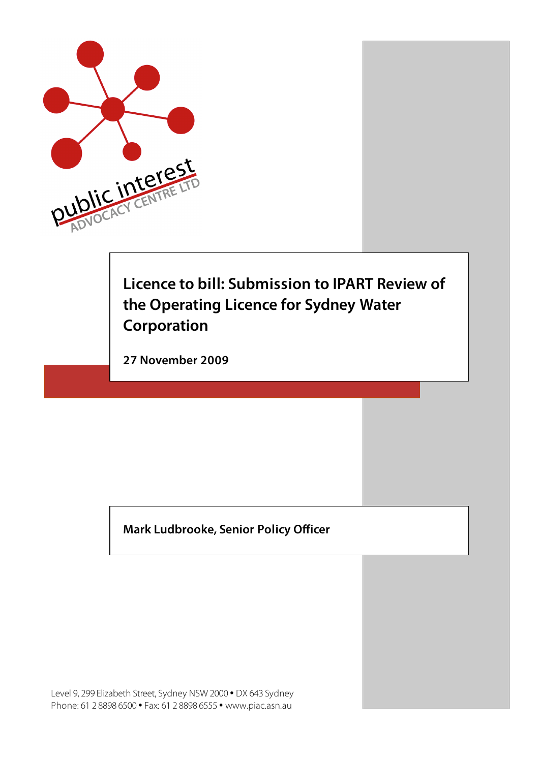public interest
ADVOCACY CENTRE LTD

# Licence to bill: Submission to IPART Review of the Operating Licence for Sydney Water Corporation

**27 November 2009**

**Mark Ludbrooke, Senior Policy Officer**

Level 9, 299 Elizabeth Street, Sydney NSW 2000 • DX 643 Sydney
Phone: 61 2 8898 6500 • Fax: 61 2 8898 6555 • www.piac.asn.au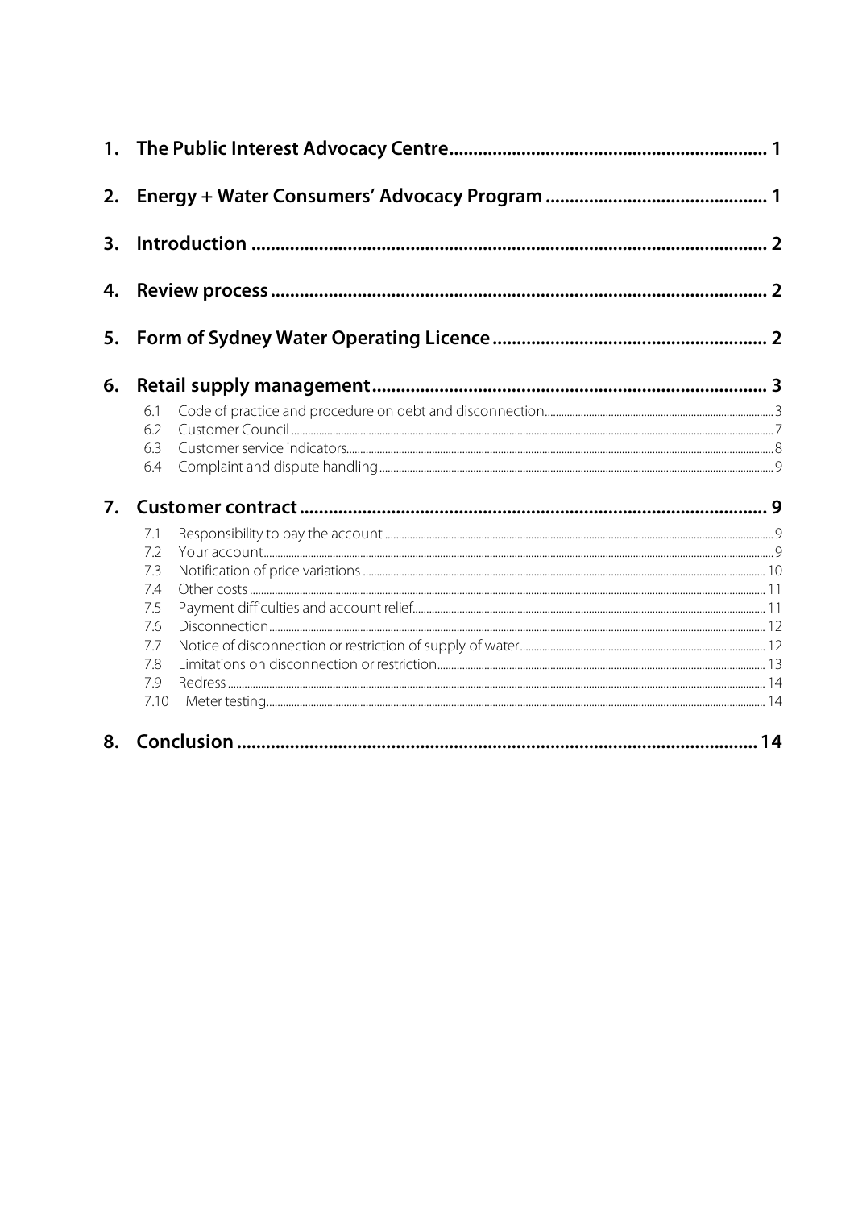1. **The Public Interest Advocacy Centre** ..... 1
2. **Energy + Water Consumers' Advocacy Program** ..... 1
3. **Introduction** ..... 2
4. **Review process** ..... 2
5. **Form of Sydney Water Operating Licence** ..... 2
6. **Retail supply management** ..... 3
   - 6.1 Code of practice and procedure on debt and disconnection ..... 3
   - 6.2 Customer Council ..... 7
   - 6.3 Customer service indicators ..... 8
   - 6.4 Complaint and dispute handling ..... 9
7. **Customer contract** ..... 9
   - 7.1 Responsibility to pay the account ..... 9
   - 7.2 Your account ..... 9
   - 7.3 Notification of price variations ..... 10
   - 7.4 Other costs ..... 11
   - 7.5 Payment difficulties and account relief ..... 11
   - 7.6 Disconnection ..... 12
   - 7.7 Notice of disconnection or restriction of supply of water ..... 12
   - 7.8 Limitations on disconnection or restriction ..... 13
   - 7.9 Redress ..... 14
   - 7.10 Meter testing ..... 14
8. **Conclusion** ..... 14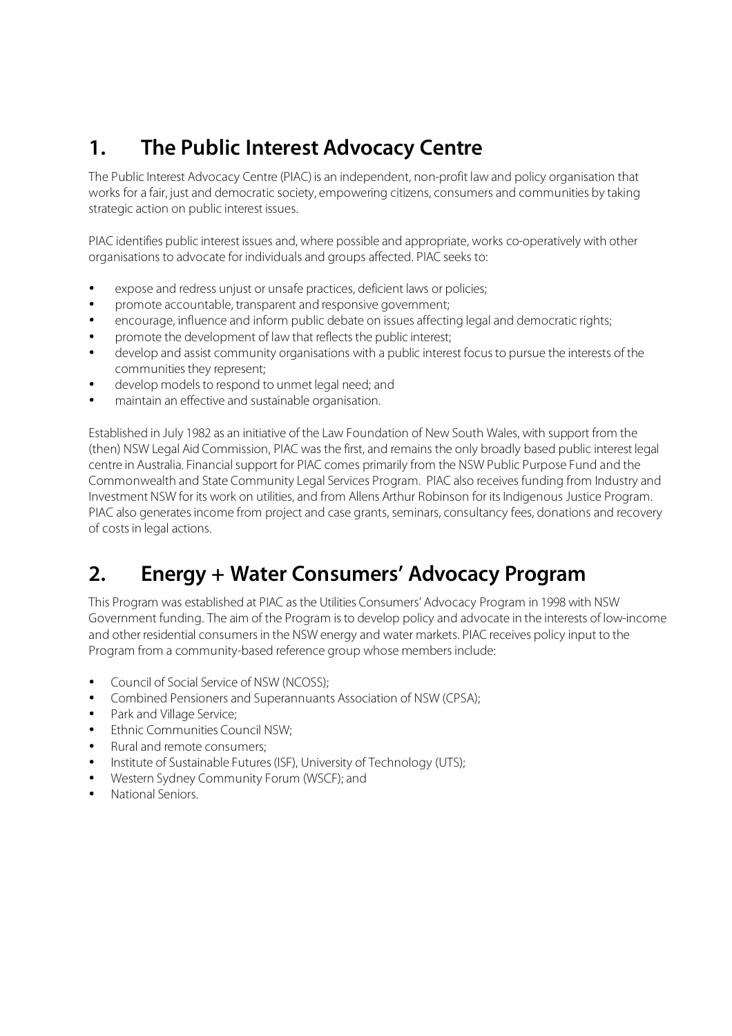# 1. The Public Interest Advocacy Centre

The Public Interest Advocacy Centre (PIAC) is an independent, non-profit law and policy organisation that works for a fair, just and democratic society, empowering citizens, consumers and communities by taking strategic action on public interest issues.

PIAC identifies public interest issues and, where possible and appropriate, works co-operatively with other organisations to advocate for individuals and groups affected. PIAC seeks to:

- expose and redress unjust or unsafe practices, deficient laws or policies;
- promote accountable, transparent and responsive government;
- encourage, influence and inform public debate on issues affecting legal and democratic rights;
- promote the development of law that reflects the public interest;
- develop and assist community organisations with a public interest focus to pursue the interests of the communities they represent;
- develop models to respond to unmet legal need; and
- maintain an effective and sustainable organisation.

Established in July 1982 as an initiative of the Law Foundation of New South Wales, with support from the (then) NSW Legal Aid Commission, PIAC was the first, and remains the only broadly based public interest legal centre in Australia. Financial support for PIAC comes primarily from the NSW Public Purpose Fund and the Commonwealth and State Community Legal Services Program. PIAC also receives funding from Industry and Investment NSW for its work on utilities, and from Allens Arthur Robinson for its Indigenous Justice Program. PIAC also generates income from project and case grants, seminars, consultancy fees, donations and recovery of costs in legal actions.

# 2. Energy + Water Consumers' Advocacy Program

This Program was established at PIAC as the Utilities Consumers' Advocacy Program in 1998 with NSW Government funding. The aim of the Program is to develop policy and advocate in the interests of low-income and other residential consumers in the NSW energy and water markets. PIAC receives policy input to the Program from a community-based reference group whose members include:

- Council of Social Service of NSW (NCOSS);
- Combined Pensioners and Superannuants Association of NSW (CPSA);
- Park and Village Service;
- Ethnic Communities Council NSW;
- Rural and remote consumers;
- Institute of Sustainable Futures (ISF), University of Technology (UTS);
- Western Sydney Community Forum (WSCF); and
- National Seniors.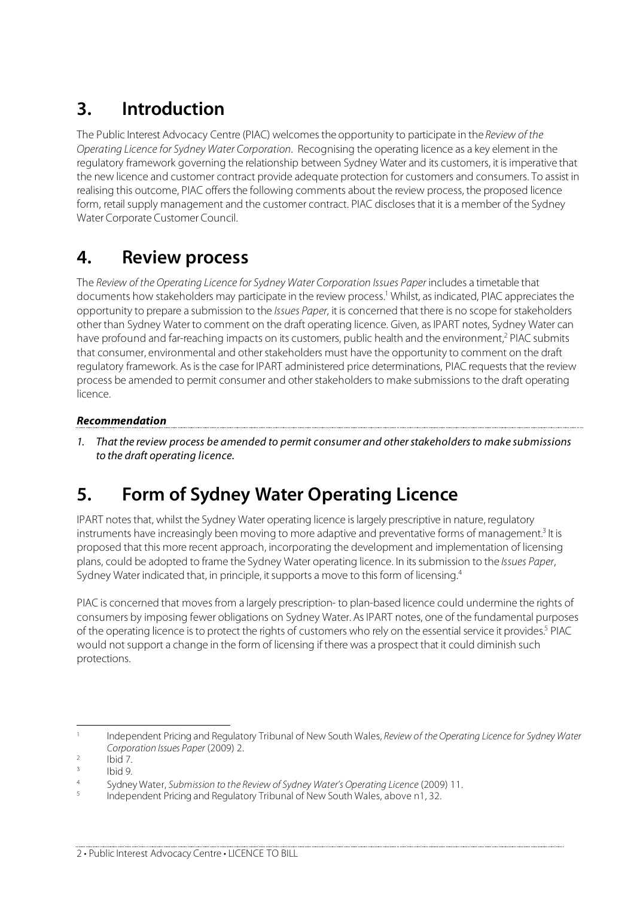# 3. Introduction

The Public Interest Advocacy Centre (PIAC) welcomes the opportunity to participate in the *Review of the Operating Licence for Sydney Water Corporation*. Recognising the operating licence as a key element in the regulatory framework governing the relationship between Sydney Water and its customers, it is imperative that the new licence and customer contract provide adequate protection for customers and consumers. To assist in realising this outcome, PIAC offers the following comments about the review process, the proposed licence form, retail supply management and the customer contract. PIAC discloses that it is a member of the Sydney Water Corporate Customer Council.

# 4. Review process

The *Review of the Operating Licence for Sydney Water Corporation Issues Paper* includes a timetable that documents how stakeholders may participate in the review process.[1] Whilst, as indicated, PIAC appreciates the opportunity to prepare a submission to the *Issues Paper*, it is concerned that there is no scope for stakeholders other than Sydney Water to comment on the draft operating licence. Given, as IPART notes, Sydney Water can have profound and far-reaching impacts on its customers, public health and the environment,[2] PIAC submits that consumer, environmental and other stakeholders must have the opportunity to comment on the draft regulatory framework. As is the case for IPART administered price determinations, PIAC requests that the review process be amended to permit consumer and other stakeholders to make submissions to the draft operating licence.

***Recommendation***

1. *That the review process be amended to permit consumer and other stakeholders to make submissions to the draft operating licence.*

# 5. Form of Sydney Water Operating Licence

IPART notes that, whilst the Sydney Water operating licence is largely prescriptive in nature, regulatory instruments have increasingly been moving to more adaptive and preventative forms of management.[3] It is proposed that this more recent approach, incorporating the development and implementation of licensing plans, could be adopted to frame the Sydney Water operating licence. In its submission to the *Issues Paper*, Sydney Water indicated that, in principle, it supports a move to this form of licensing.[4]

PIAC is concerned that moves from a largely prescription- to plan-based licence could undermine the rights of consumers by imposing fewer obligations on Sydney Water. As IPART notes, one of the fundamental purposes of the operating licence is to protect the rights of customers who rely on the essential service it provides.[5] PIAC would not support a change in the form of licensing if there was a prospect that it could diminish such protections.

---

[1] Independent Pricing and Regulatory Tribunal of New South Wales, *Review of the Operating Licence for Sydney Water Corporation Issues Paper* (2009) 2.

[2] Ibid 7.

[3] Ibid 9.

[4] Sydney Water, *Submission to the Review of Sydney Water's Operating Licence* (2009) 11.

[5] Independent Pricing and Regulatory Tribunal of New South Wales, above n1, 32.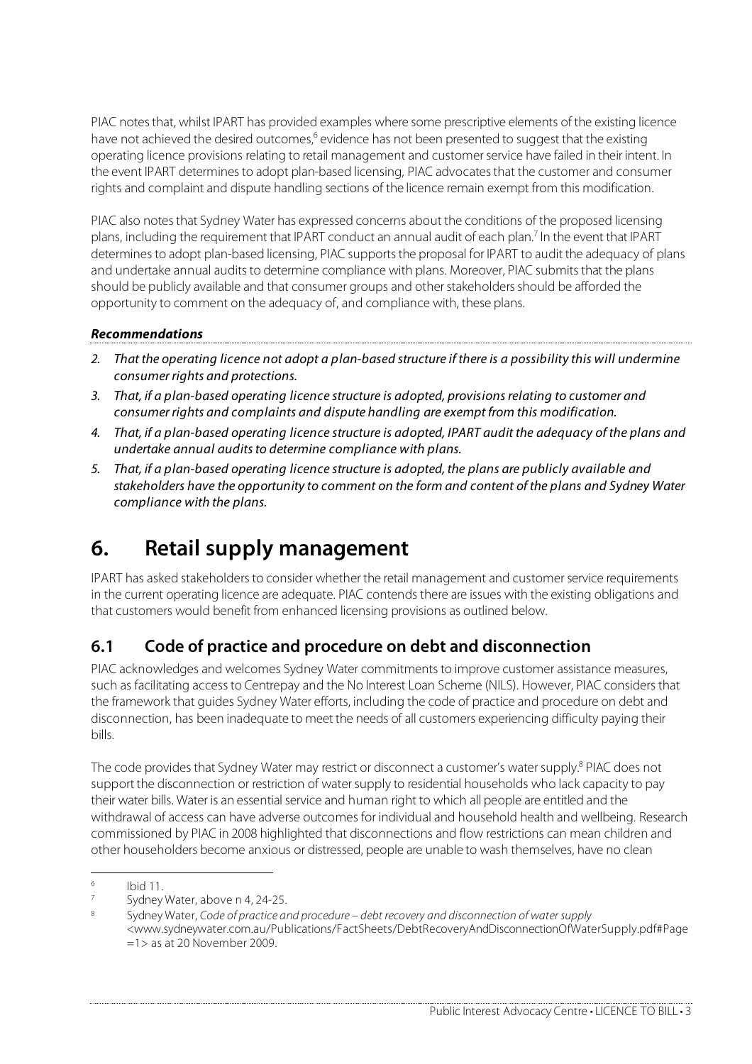PIAC notes that, whilst IPART has provided examples where some prescriptive elements of the existing licence have not achieved the desired outcomes,[6] evidence has not been presented to suggest that the existing operating licence provisions relating to retail management and customer service have failed in their intent. In the event IPART determines to adopt plan-based licensing, PIAC advocates that the customer and consumer rights and complaint and dispute handling sections of the licence remain exempt from this modification.

PIAC also notes that Sydney Water has expressed concerns about the conditions of the proposed licensing plans, including the requirement that IPART conduct an annual audit of each plan.[7] In the event that IPART determines to adopt plan-based licensing, PIAC supports the proposal for IPART to audit the adequacy of plans and undertake annual audits to determine compliance with plans. Moreover, PIAC submits that the plans should be publicly available and that consumer groups and other stakeholders should be afforded the opportunity to comment on the adequacy of, and compliance with, these plans.

***Recommendations***

2. *That the operating licence not adopt a plan-based structure if there is a possibility this will undermine consumer rights and protections.*
3. *That, if a plan-based operating licence structure is adopted, provisions relating to customer and consumer rights and complaints and dispute handling are exempt from this modification.*
4. *That, if a plan-based operating licence structure is adopted, IPART audit the adequacy of the plans and undertake annual audits to determine compliance with plans.*
5. *That, if a plan-based operating licence structure is adopted, the plans are publicly available and stakeholders have the opportunity to comment on the form and content of the plans and Sydney Water compliance with the plans.*

# 6. Retail supply management

IPART has asked stakeholders to consider whether the retail management and customer service requirements in the current operating licence are adequate. PIAC contends there are issues with the existing obligations and that customers would benefit from enhanced licensing provisions as outlined below.

## 6.1 Code of practice and procedure on debt and disconnection

PIAC acknowledges and welcomes Sydney Water commitments to improve customer assistance measures, such as facilitating access to Centrepay and the No Interest Loan Scheme (NILS). However, PIAC considers that the framework that guides Sydney Water efforts, including the code of practice and procedure on debt and disconnection, has been inadequate to meet the needs of all customers experiencing difficulty paying their bills.

The code provides that Sydney Water may restrict or disconnect a customer's water supply.[8] PIAC does not support the disconnection or restriction of water supply to residential households who lack capacity to pay their water bills. Water is an essential service and human right to which all people are entitled and the withdrawal of access can have adverse outcomes for individual and household health and wellbeing. Research commissioned by PIAC in 2008 highlighted that disconnections and flow restrictions can mean children and other householders become anxious or distressed, people are unable to wash themselves, have no clean

---

[6] Ibid 11.

[7] Sydney Water, above n 4, 24-25.

[8] Sydney Water, *Code of practice and procedure – debt recovery and disconnection of water supply* <www.sydneywater.com.au/Publications/FactSheets/DebtRecoveryAndDisconnectionOfWaterSupply.pdf#Page=1> as at 20 November 2009.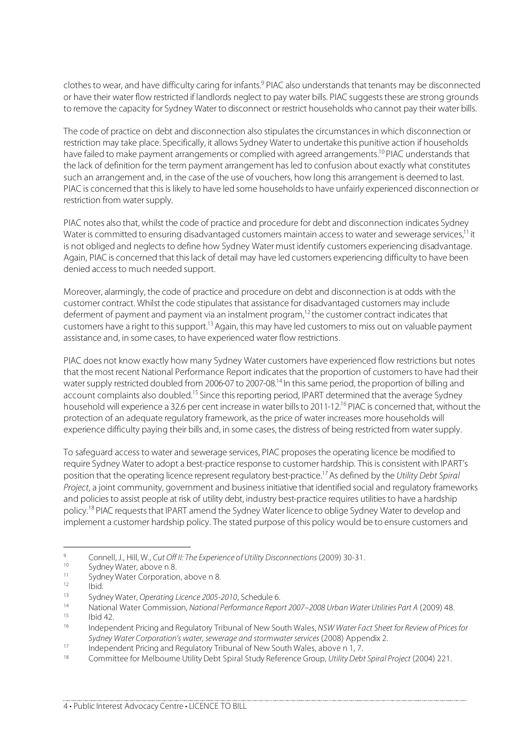clothes to wear, and have difficulty caring for infants.[9] PIAC also understands that tenants may be disconnected or have their water flow restricted if landlords neglect to pay water bills. PIAC suggests these are strong grounds to remove the capacity for Sydney Water to disconnect or restrict households who cannot pay their water bills.

The code of practice on debt and disconnection also stipulates the circumstances in which disconnection or restriction may take place. Specifically, it allows Sydney Water to undertake this punitive action if households have failed to make payment arrangements or complied with agreed arrangements.[10] PIAC understands that the lack of definition for the term payment arrangement has led to confusion about exactly what constitutes such an arrangement and, in the case of the use of vouchers, how long this arrangement is deemed to last. PIAC is concerned that this is likely to have led some households to have unfairly experienced disconnection or restriction from water supply.

PIAC notes also that, whilst the code of practice and procedure for debt and disconnection indicates Sydney Water is committed to ensuring disadvantaged customers maintain access to water and sewerage services,[11] it is not obliged and neglects to define how Sydney Water must identify customers experiencing disadvantage. Again, PIAC is concerned that this lack of detail may have led customers experiencing difficulty to have been denied access to much needed support.

Moreover, alarmingly, the code of practice and procedure on debt and disconnection is at odds with the customer contract. Whilst the code stipulates that assistance for disadvantaged customers may include deferment of payment and payment via an instalment program,[12] the customer contract indicates that customers have a right to this support.[13] Again, this may have led customers to miss out on valuable payment assistance and, in some cases, to have experienced water flow restrictions.

PIAC does not know exactly how many Sydney Water customers have experienced flow restrictions but notes that the most recent National Performance Report indicates that the proportion of customers to have had their water supply restricted doubled from 2006-07 to 2007-08.[14] In this same period, the proportion of billing and account complaints also doubled.[15] Since this reporting period, IPART determined that the average Sydney household will experience a 32.6 per cent increase in water bills to 2011-12.[16] PIAC is concerned that, without the protection of an adequate regulatory framework, as the price of water increases more households will experience difficulty paying their bills and, in some cases, the distress of being restricted from water supply.

To safeguard access to water and sewerage services, PIAC proposes the operating licence be modified to require Sydney Water to adopt a best-practice response to customer hardship. This is consistent with IPART's position that the operating licence represent regulatory best-practice.[17] As defined by the *Utility Debt Spiral Project*, a joint community, government and business initiative that identified social and regulatory frameworks and policies to assist people at risk of utility debt, industry best-practice requires utilities to have a hardship policy.[18] PIAC requests that IPART amend the Sydney Water licence to oblige Sydney Water to develop and implement a customer hardship policy. The stated purpose of this policy would be to ensure customers and

---

9. Connell, J., Hill, W., *Cut Off II: The Experience of Utility Disconnections* (2009) 30-31.
10. Sydney Water, above n 8.
11. Sydney Water Corporation, above n 8.
12. Ibid.
13. Sydney Water, *Operating Licence 2005-2010*, Schedule 6.
14. National Water Commission, *National Performance Report 2007–2008 Urban Water Utilities Part A* (2009) 48.
15. Ibid 42.
16. Independent Pricing and Regulatory Tribunal of New South Wales, *NSW Water Fact Sheet for Review of Prices for Sydney Water Corporation's water, sewerage and stormwater services* (2008) Appendix 2.
17. Independent Pricing and Regulatory Tribunal of New South Wales, above n 1, 7.
18. Committee for Melbourne Utility Debt Spiral Study Reference Group, *Utility Debt Spiral Project* (2004) 221.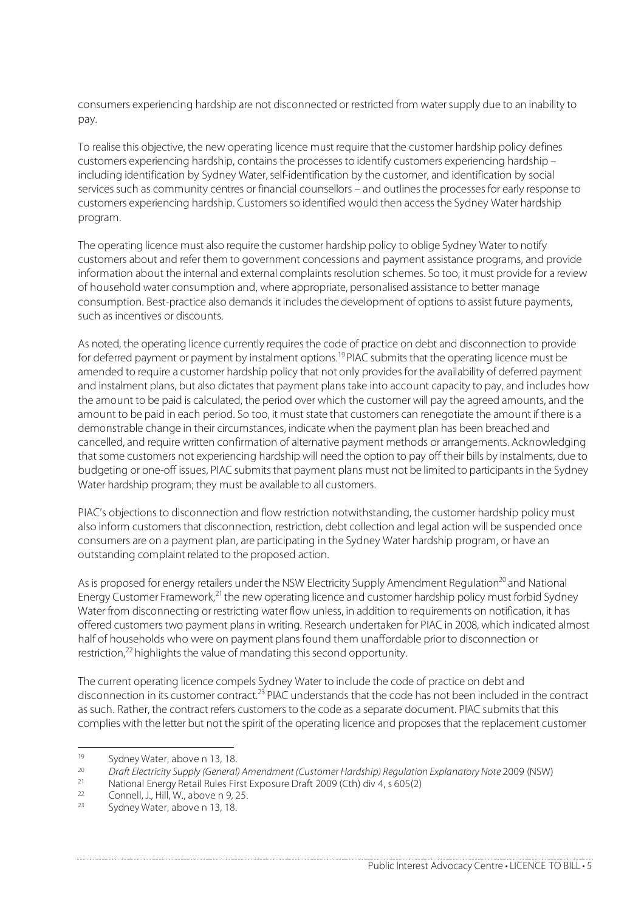consumers experiencing hardship are not disconnected or restricted from water supply due to an inability to pay.

To realise this objective, the new operating licence must require that the customer hardship policy defines customers experiencing hardship, contains the processes to identify customers experiencing hardship – including identification by Sydney Water, self-identification by the customer, and identification by social services such as community centres or financial counsellors – and outlines the processes for early response to customers experiencing hardship. Customers so identified would then access the Sydney Water hardship program.

The operating licence must also require the customer hardship policy to oblige Sydney Water to notify customers about and refer them to government concessions and payment assistance programs, and provide information about the internal and external complaints resolution schemes. So too, it must provide for a review of household water consumption and, where appropriate, personalised assistance to better manage consumption. Best-practice also demands it includes the development of options to assist future payments, such as incentives or discounts.

As noted, the operating licence currently requires the code of practice on debt and disconnection to provide for deferred payment or payment by instalment options.[19] PIAC submits that the operating licence must be amended to require a customer hardship policy that not only provides for the availability of deferred payment and instalment plans, but also dictates that payment plans take into account capacity to pay, and includes how the amount to be paid is calculated, the period over which the customer will pay the agreed amounts, and the amount to be paid in each period. So too, it must state that customers can renegotiate the amount if there is a demonstrable change in their circumstances, indicate when the payment plan has been breached and cancelled, and require written confirmation of alternative payment methods or arrangements. Acknowledging that some customers not experiencing hardship will need the option to pay off their bills by instalments, due to budgeting or one-off issues, PIAC submits that payment plans must not be limited to participants in the Sydney Water hardship program; they must be available to all customers.

PIAC's objections to disconnection and flow restriction notwithstanding, the customer hardship policy must also inform customers that disconnection, restriction, debt collection and legal action will be suspended once consumers are on a payment plan, are participating in the Sydney Water hardship program, or have an outstanding complaint related to the proposed action.

As is proposed for energy retailers under the NSW Electricity Supply Amendment Regulation[20] and National Energy Customer Framework,[21] the new operating licence and customer hardship policy must forbid Sydney Water from disconnecting or restricting water flow unless, in addition to requirements on notification, it has offered customers two payment plans in writing. Research undertaken for PIAC in 2008, which indicated almost half of households who were on payment plans found them unaffordable prior to disconnection or restriction,[22] highlights the value of mandating this second opportunity.

The current operating licence compels Sydney Water to include the code of practice on debt and disconnection in its customer contract.[23] PIAC understands that the code has not been included in the contract as such. Rather, the contract refers customers to the code as a separate document. PIAC submits that this complies with the letter but not the spirit of the operating licence and proposes that the replacement customer

---

[19] Sydney Water, above n 13, 18.

[20] *Draft Electricity Supply (General) Amendment (Customer Hardship) Regulation Explanatory Note* 2009 (NSW)

[21] National Energy Retail Rules First Exposure Draft 2009 (Cth) div 4, s 605(2)

[22] Connell, J., Hill, W., above n 9, 25.

[23] Sydney Water, above n 13, 18.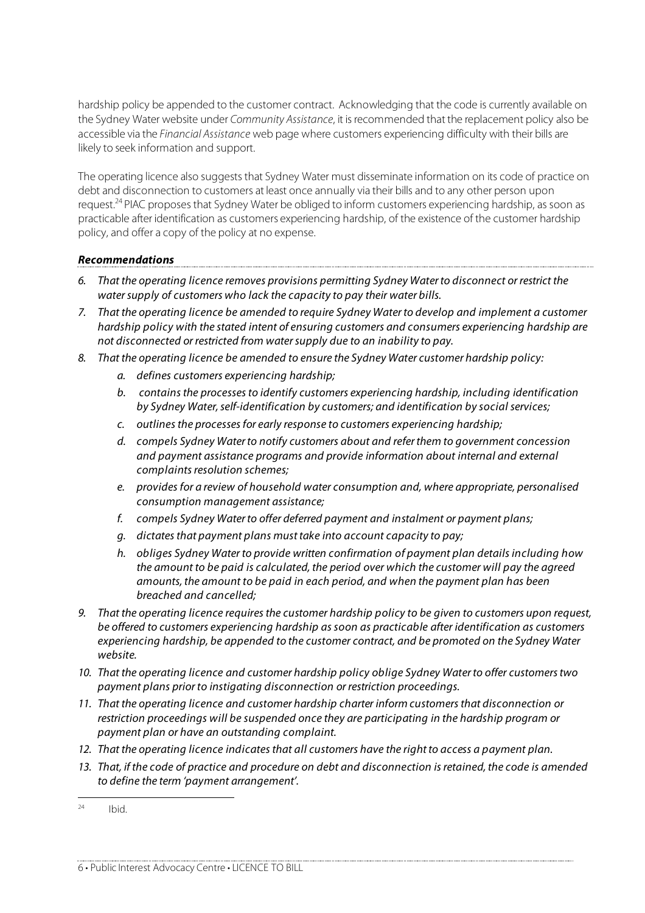hardship policy be appended to the customer contract. Acknowledging that the code is currently available on the Sydney Water website under *Community Assistance*, it is recommended that the replacement policy also be accessible via the *Financial Assistance* web page where customers experiencing difficulty with their bills are likely to seek information and support.

The operating licence also suggests that Sydney Water must disseminate information on its code of practice on debt and disconnection to customers at least once annually via their bills and to any other person upon request.[24] PIAC proposes that Sydney Water be obliged to inform customers experiencing hardship, as soon as practicable after identification as customers experiencing hardship, of the existence of the customer hardship policy, and offer a copy of the policy at no expense.

***Recommendations***

6. *That the operating licence removes provisions permitting Sydney Water to disconnect or restrict the water supply of customers who lack the capacity to pay their water bills.*
7. *That the operating licence be amended to require Sydney Water to develop and implement a customer hardship policy with the stated intent of ensuring customers and consumers experiencing hardship are not disconnected or restricted from water supply due to an inability to pay.*
8. *That the operating licence be amended to ensure the Sydney Water customer hardship policy:*
    a. *defines customers experiencing hardship;*
    b. *contains the processes to identify customers experiencing hardship, including identification by Sydney Water, self-identification by customers; and identification by social services;*
    c. *outlines the processes for early response to customers experiencing hardship;*
    d. *compels Sydney Water to notify customers about and refer them to government concession and payment assistance programs and provide information about internal and external complaints resolution schemes;*
    e. *provides for a review of household water consumption and, where appropriate, personalised consumption management assistance;*
    f. *compels Sydney Water to offer deferred payment and instalment or payment plans;*
    g. *dictates that payment plans must take into account capacity to pay;*
    h. *obliges Sydney Water to provide written confirmation of payment plan details including how the amount to be paid is calculated, the period over which the customer will pay the agreed amounts, the amount to be paid in each period, and when the payment plan has been breached and cancelled;*
9. *That the operating licence requires the customer hardship policy to be given to customers upon request, be offered to customers experiencing hardship as soon as practicable after identification as customers experiencing hardship, be appended to the customer contract, and be promoted on the Sydney Water website.*
10. *That the operating licence and customer hardship policy oblige Sydney Water to offer customers two payment plans prior to instigating disconnection or restriction proceedings.*
11. *That the operating licence and customer hardship charter inform customers that disconnection or restriction proceedings will be suspended once they are participating in the hardship program or payment plan or have an outstanding complaint.*
12. *That the operating licence indicates that all customers have the right to access a payment plan.*
13. *That, if the code of practice and procedure on debt and disconnection is retained, the code is amended to define the term 'payment arrangement'.*

---

[24] Ibid.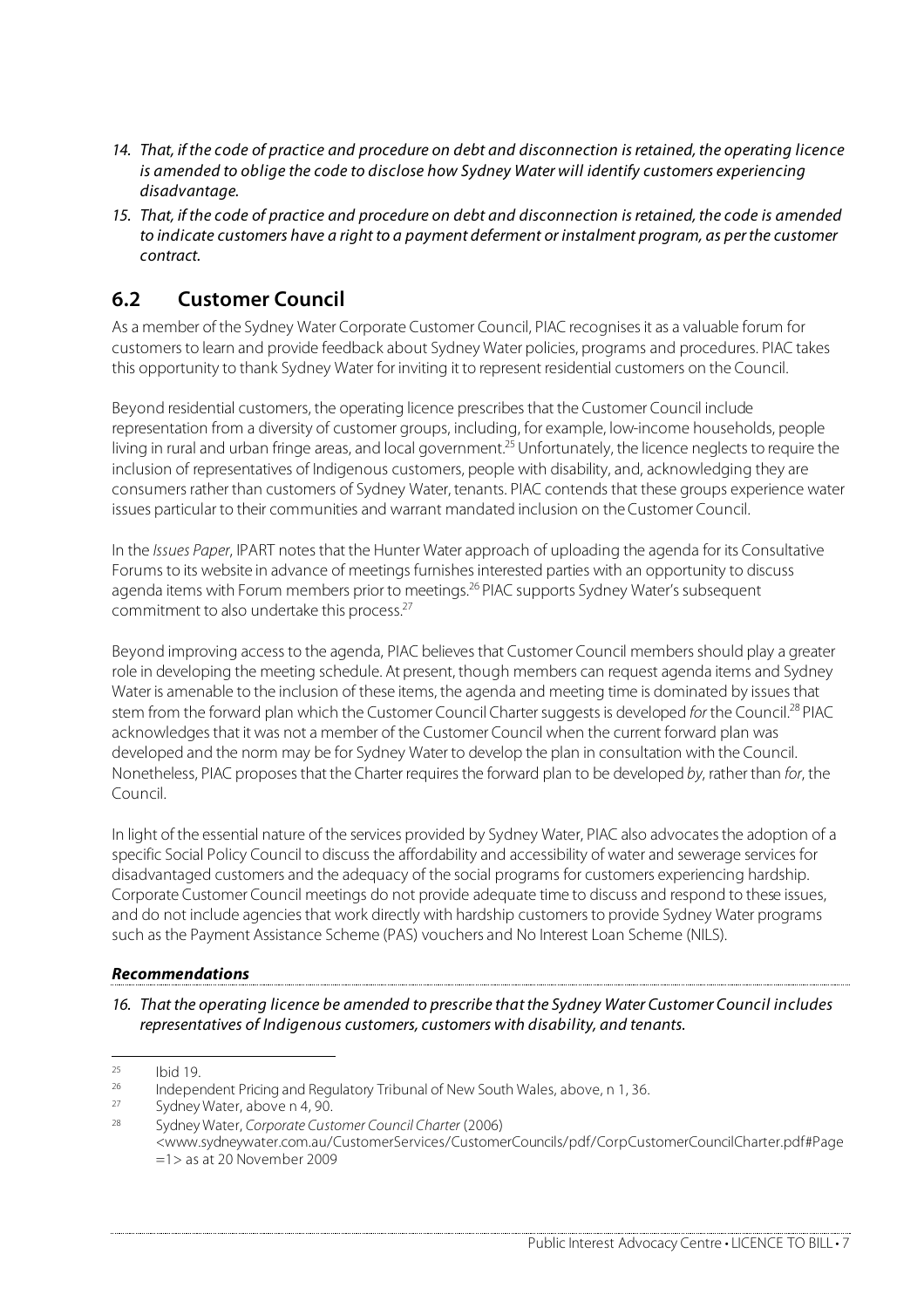14. *That, if the code of practice and procedure on debt and disconnection is retained, the operating licence is amended to oblige the code to disclose how Sydney Water will identify customers experiencing disadvantage.*
15. *That, if the code of practice and procedure on debt and disconnection is retained, the code is amended to indicate customers have a right to a payment deferment or instalment program, as per the customer contract.*

## 6.2 Customer Council

As a member of the Sydney Water Corporate Customer Council, PIAC recognises it as a valuable forum for customers to learn and provide feedback about Sydney Water policies, programs and procedures. PIAC takes this opportunity to thank Sydney Water for inviting it to represent residential customers on the Council.

Beyond residential customers, the operating licence prescribes that the Customer Council include representation from a diversity of customer groups, including, for example, low-income households, people living in rural and urban fringe areas, and local government.[25] Unfortunately, the licence neglects to require the inclusion of representatives of Indigenous customers, people with disability, and, acknowledging they are consumers rather than customers of Sydney Water, tenants. PIAC contends that these groups experience water issues particular to their communities and warrant mandated inclusion on the Customer Council.

In the *Issues Paper*, IPART notes that the Hunter Water approach of uploading the agenda for its Consultative Forums to its website in advance of meetings furnishes interested parties with an opportunity to discuss agenda items with Forum members prior to meetings.[26] PIAC supports Sydney Water's subsequent commitment to also undertake this process.[27]

Beyond improving access to the agenda, PIAC believes that Customer Council members should play a greater role in developing the meeting schedule. At present, though members can request agenda items and Sydney Water is amenable to the inclusion of these items, the agenda and meeting time is dominated by issues that stem from the forward plan which the Customer Council Charter suggests is developed *for* the Council.[28] PIAC acknowledges that it was not a member of the Customer Council when the current forward plan was developed and the norm may be for Sydney Water to develop the plan in consultation with the Council. Nonetheless, PIAC proposes that the Charter requires the forward plan to be developed *by*, rather than *for*, the Council.

In light of the essential nature of the services provided by Sydney Water, PIAC also advocates the adoption of a specific Social Policy Council to discuss the affordability and accessibility of water and sewerage services for disadvantaged customers and the adequacy of the social programs for customers experiencing hardship. Corporate Customer Council meetings do not provide adequate time to discuss and respond to these issues, and do not include agencies that work directly with hardship customers to provide Sydney Water programs such as the Payment Assistance Scheme (PAS) vouchers and No Interest Loan Scheme (NILS).

### *Recommendations*

16. *That the operating licence be amended to prescribe that the Sydney Water Customer Council includes representatives of Indigenous customers, customers with disability, and tenants.*

---

[25] Ibid 19.

[26] Independent Pricing and Regulatory Tribunal of New South Wales, above, n 1, 36.

[27] Sydney Water, above n 4, 90.

[28] Sydney Water, *Corporate Customer Council Charter* (2006) <www.sydneywater.com.au/CustomerServices/CustomerCouncils/pdf/CorpCustomerCouncilCharter.pdf#Page=1> as at 20 November 2009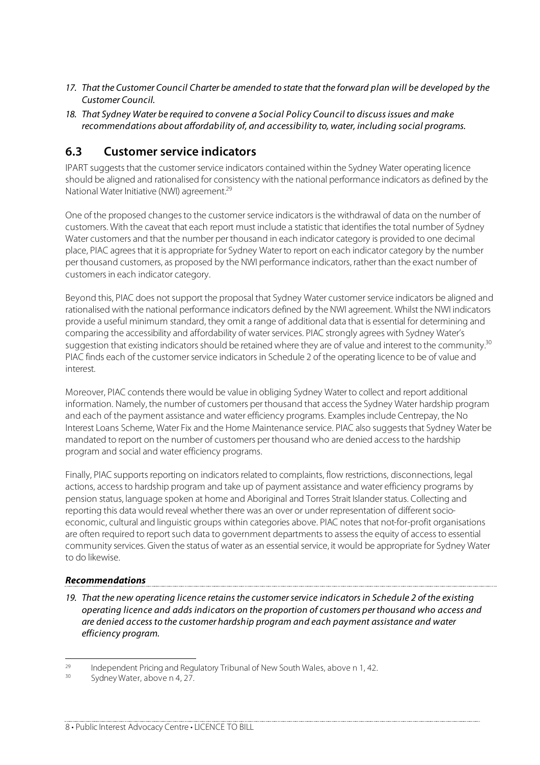*17. That the Customer Council Charter be amended to state that the forward plan will be developed by the Customer Council.*

*18. That Sydney Water be required to convene a Social Policy Council to discuss issues and make recommendations about affordability of, and accessibility to, water, including social programs.*

## 6.3 Customer service indicators

IPART suggests that the customer service indicators contained within the Sydney Water operating licence should be aligned and rationalised for consistency with the national performance indicators as defined by the National Water Initiative (NWI) agreement.[29]

One of the proposed changes to the customer service indicators is the withdrawal of data on the number of customers. With the caveat that each report must include a statistic that identifies the total number of Sydney Water customers and that the number per thousand in each indicator category is provided to one decimal place, PIAC agrees that it is appropriate for Sydney Water to report on each indicator category by the number per thousand customers, as proposed by the NWI performance indicators, rather than the exact number of customers in each indicator category.

Beyond this, PIAC does not support the proposal that Sydney Water customer service indicators be aligned and rationalised with the national performance indicators defined by the NWI agreement. Whilst the NWI indicators provide a useful minimum standard, they omit a range of additional data that is essential for determining and comparing the accessibility and affordability of water services. PIAC strongly agrees with Sydney Water's suggestion that existing indicators should be retained where they are of value and interest to the community.[30] PIAC finds each of the customer service indicators in Schedule 2 of the operating licence to be of value and interest.

Moreover, PIAC contends there would be value in obliging Sydney Water to collect and report additional information. Namely, the number of customers per thousand that access the Sydney Water hardship program and each of the payment assistance and water efficiency programs. Examples include Centrepay, the No Interest Loans Scheme, Water Fix and the Home Maintenance service. PIAC also suggests that Sydney Water be mandated to report on the number of customers per thousand who are denied access to the hardship program and social and water efficiency programs.

Finally, PIAC supports reporting on indicators related to complaints, flow restrictions, disconnections, legal actions, access to hardship program and take up of payment assistance and water efficiency programs by pension status, language spoken at home and Aboriginal and Torres Strait Islander status. Collecting and reporting this data would reveal whether there was an over or under representation of different socio-economic, cultural and linguistic groups within categories above. PIAC notes that not-for-profit organisations are often required to report such data to government departments to assess the equity of access to essential community services. Given the status of water as an essential service, it would be appropriate for Sydney Water to do likewise.

***Recommendations***

*19. That the new operating licence retains the customer service indicators in Schedule 2 of the existing operating licence and adds indicators on the proportion of customers per thousand who access and are denied access to the customer hardship program and each payment assistance and water efficiency program.*

---

[29] Independent Pricing and Regulatory Tribunal of New South Wales, above n 1, 42.

[30] Sydney Water, above n 4, 27.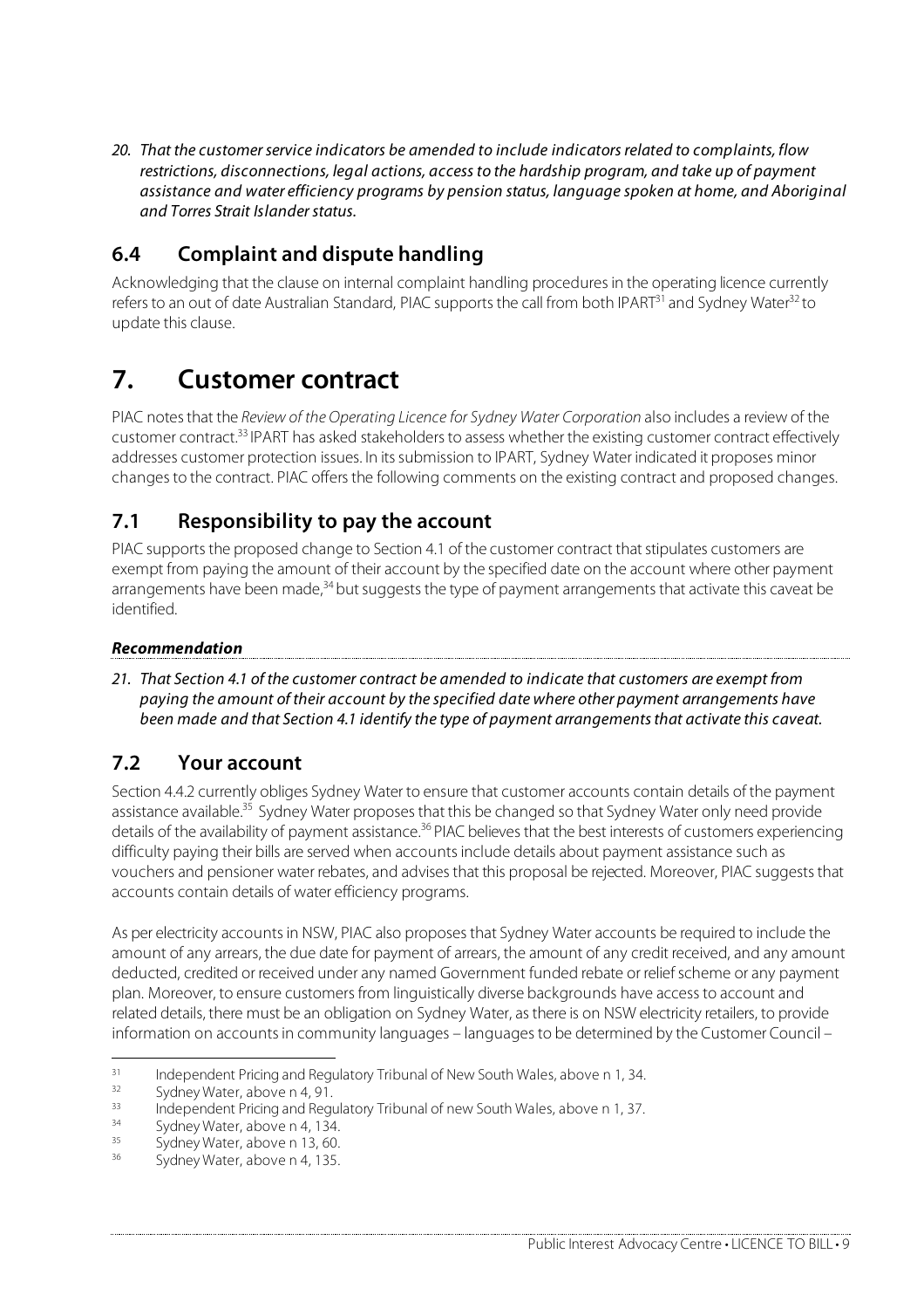*20. That the customer service indicators be amended to include indicators related to complaints, flow restrictions, disconnections, legal actions, access to the hardship program, and take up of payment assistance and water efficiency programs by pension status, language spoken at home, and Aboriginal and Torres Strait Islander status.*

## 6.4 Complaint and dispute handling

Acknowledging that the clause on internal complaint handling procedures in the operating licence currently refers to an out of date Australian Standard, PIAC supports the call from both IPART[31] and Sydney Water[32] to update this clause.

# 7. Customer contract

PIAC notes that the *Review of the Operating Licence for Sydney Water Corporation* also includes a review of the customer contract.[33] IPART has asked stakeholders to assess whether the existing customer contract effectively addresses customer protection issues. In its submission to IPART, Sydney Water indicated it proposes minor changes to the contract. PIAC offers the following comments on the existing contract and proposed changes.

## 7.1 Responsibility to pay the account

PIAC supports the proposed change to Section 4.1 of the customer contract that stipulates customers are exempt from paying the amount of their account by the specified date on the account where other payment arrangements have been made,[34] but suggests the type of payment arrangements that activate this caveat be identified.

***Recommendation***

*21. That Section 4.1 of the customer contract be amended to indicate that customers are exempt from paying the amount of their account by the specified date where other payment arrangements have been made and that Section 4.1 identify the type of payment arrangements that activate this caveat.*

## 7.2 Your account

Section 4.4.2 currently obliges Sydney Water to ensure that customer accounts contain details of the payment assistance available.[35] Sydney Water proposes that this be changed so that Sydney Water only need provide details of the availability of payment assistance.[36] PIAC believes that the best interests of customers experiencing difficulty paying their bills are served when accounts include details about payment assistance such as vouchers and pensioner water rebates, and advises that this proposal be rejected. Moreover, PIAC suggests that accounts contain details of water efficiency programs.

As per electricity accounts in NSW, PIAC also proposes that Sydney Water accounts be required to include the amount of any arrears, the due date for payment of arrears, the amount of any credit received, and any amount deducted, credited or received under any named Government funded rebate or relief scheme or any payment plan. Moreover, to ensure customers from linguistically diverse backgrounds have access to account and related details, there must be an obligation on Sydney Water, as there is on NSW electricity retailers, to provide information on accounts in community languages – languages to be determined by the Customer Council –

---

[31] Independent Pricing and Regulatory Tribunal of New South Wales, above n 1, 34.
[32] Sydney Water, above n 4, 91.
[33] Independent Pricing and Regulatory Tribunal of new South Wales, above n 1, 37.
[34] Sydney Water, above n 4, 134.
[35] Sydney Water, above n 13, 60.
[36] Sydney Water, above n 4, 135.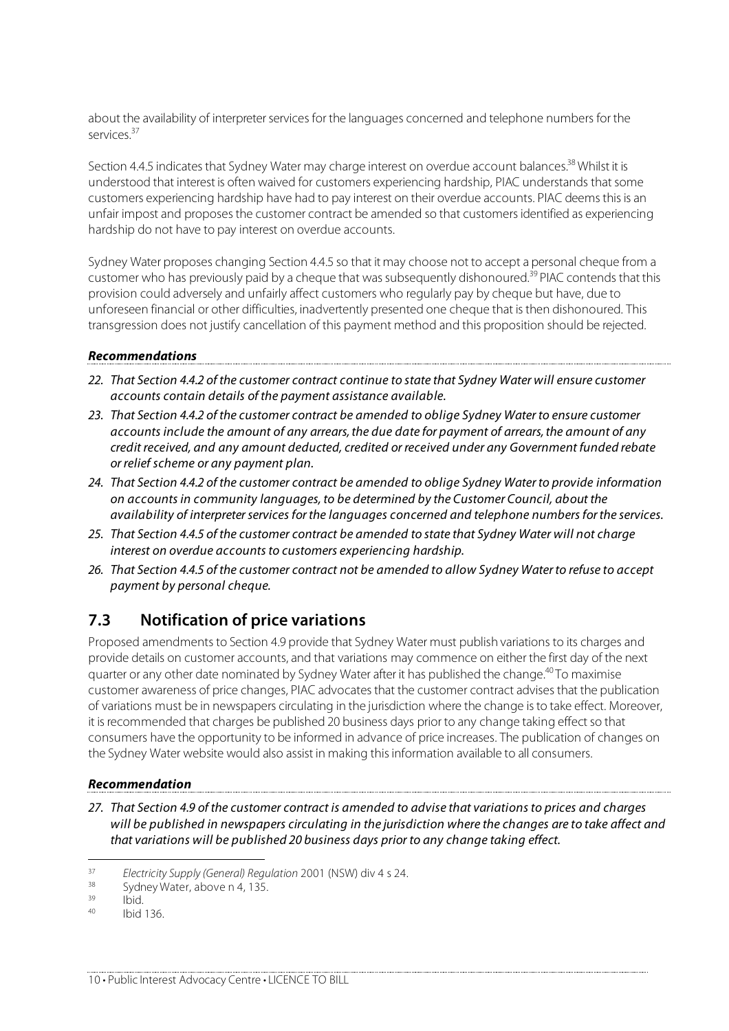about the availability of interpreter services for the languages concerned and telephone numbers for the services.[37]

Section 4.4.5 indicates that Sydney Water may charge interest on overdue account balances.[38] Whilst it is understood that interest is often waived for customers experiencing hardship, PIAC understands that some customers experiencing hardship have had to pay interest on their overdue accounts. PIAC deems this is an unfair impost and proposes the customer contract be amended so that customers identified as experiencing hardship do not have to pay interest on overdue accounts.

Sydney Water proposes changing Section 4.4.5 so that it may choose not to accept a personal cheque from a customer who has previously paid by a cheque that was subsequently dishonoured.[39] PIAC contends that this provision could adversely and unfairly affect customers who regularly pay by cheque but have, due to unforeseen financial or other difficulties, inadvertently presented one cheque that is then dishonoured. This transgression does not justify cancellation of this payment method and this proposition should be rejected.

***Recommendations***

22. *That Section 4.4.2 of the customer contract continue to state that Sydney Water will ensure customer accounts contain details of the payment assistance available.*
23. *That Section 4.4.2 of the customer contract be amended to oblige Sydney Water to ensure customer accounts include the amount of any arrears, the due date for payment of arrears, the amount of any credit received, and any amount deducted, credited or received under any Government funded rebate or relief scheme or any payment plan.*
24. *That Section 4.4.2 of the customer contract be amended to oblige Sydney Water to provide information on accounts in community languages, to be determined by the Customer Council, about the availability of interpreter services for the languages concerned and telephone numbers for the services.*
25. *That Section 4.4.5 of the customer contract be amended to state that Sydney Water will not charge interest on overdue accounts to customers experiencing hardship.*
26. *That Section 4.4.5 of the customer contract not be amended to allow Sydney Water to refuse to accept payment by personal cheque.*

## 7.3 Notification of price variations

Proposed amendments to Section 4.9 provide that Sydney Water must publish variations to its charges and provide details on customer accounts, and that variations may commence on either the first day of the next quarter or any other date nominated by Sydney Water after it has published the change.[40] To maximise customer awareness of price changes, PIAC advocates that the customer contract advises that the publication of variations must be in newspapers circulating in the jurisdiction where the change is to take effect. Moreover, it is recommended that charges be published 20 business days prior to any change taking effect so that consumers have the opportunity to be informed in advance of price increases. The publication of changes on the Sydney Water website would also assist in making this information available to all consumers.

***Recommendation***

27. *That Section 4.9 of the customer contract is amended to advise that variations to prices and charges will be published in newspapers circulating in the jurisdiction where the changes are to take affect and that variations will be published 20 business days prior to any change taking effect.*

---

[37] *Electricity Supply (General) Regulation* 2001 (NSW) div 4 s 24.

[38] Sydney Water, above n 4, 135.

[39] Ibid.

[40] Ibid 136.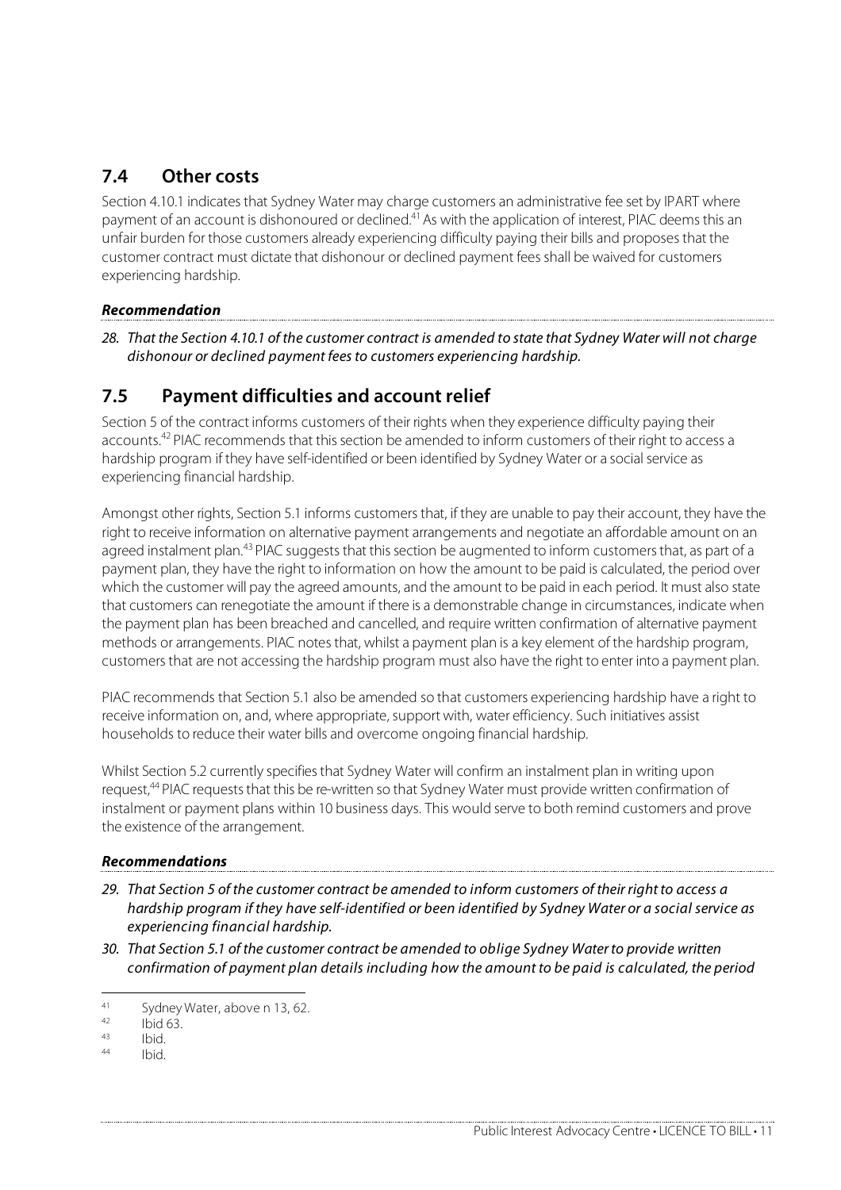## 7.4 Other costs

Section 4.10.1 indicates that Sydney Water may charge customers an administrative fee set by IPART where payment of an account is dishonoured or declined.[41] As with the application of interest, PIAC deems this an unfair burden for those customers already experiencing difficulty paying their bills and proposes that the customer contract must dictate that dishonour or declined payment fees shall be waived for customers experiencing hardship.

***Recommendation***

*28. That the Section 4.10.1 of the customer contract is amended to state that Sydney Water will not charge dishonour or declined payment fees to customers experiencing hardship.*

## 7.5 Payment difficulties and account relief

Section 5 of the contract informs customers of their rights when they experience difficulty paying their accounts.[42] PIAC recommends that this section be amended to inform customers of their right to access a hardship program if they have self-identified or been identified by Sydney Water or a social service as experiencing financial hardship.

Amongst other rights, Section 5.1 informs customers that, if they are unable to pay their account, they have the right to receive information on alternative payment arrangements and negotiate an affordable amount on an agreed instalment plan.[43] PIAC suggests that this section be augmented to inform customers that, as part of a payment plan, they have the right to information on how the amount to be paid is calculated, the period over which the customer will pay the agreed amounts, and the amount to be paid in each period. It must also state that customers can renegotiate the amount if there is a demonstrable change in circumstances, indicate when the payment plan has been breached and cancelled, and require written confirmation of alternative payment methods or arrangements. PIAC notes that, whilst a payment plan is a key element of the hardship program, customers that are not accessing the hardship program must also have the right to enter into a payment plan.

PIAC recommends that Section 5.1 also be amended so that customers experiencing hardship have a right to receive information on, and, where appropriate, support with, water efficiency. Such initiatives assist households to reduce their water bills and overcome ongoing financial hardship.

Whilst Section 5.2 currently specifies that Sydney Water will confirm an instalment plan in writing upon request,[44] PIAC requests that this be re-written so that Sydney Water must provide written confirmation of instalment or payment plans within 10 business days. This would serve to both remind customers and prove the existence of the arrangement.

***Recommendations***

*29. That Section 5 of the customer contract be amended to inform customers of their right to access a hardship program if they have self-identified or been identified by Sydney Water or a social service as experiencing financial hardship.*

*30. That Section 5.1 of the customer contract be amended to oblige Sydney Water to provide written confirmation of payment plan details including how the amount to be paid is calculated, the period*

---

[41] Sydney Water, above n 13, 62.

[42] Ibid 63.

[43] Ibid.

[44] Ibid.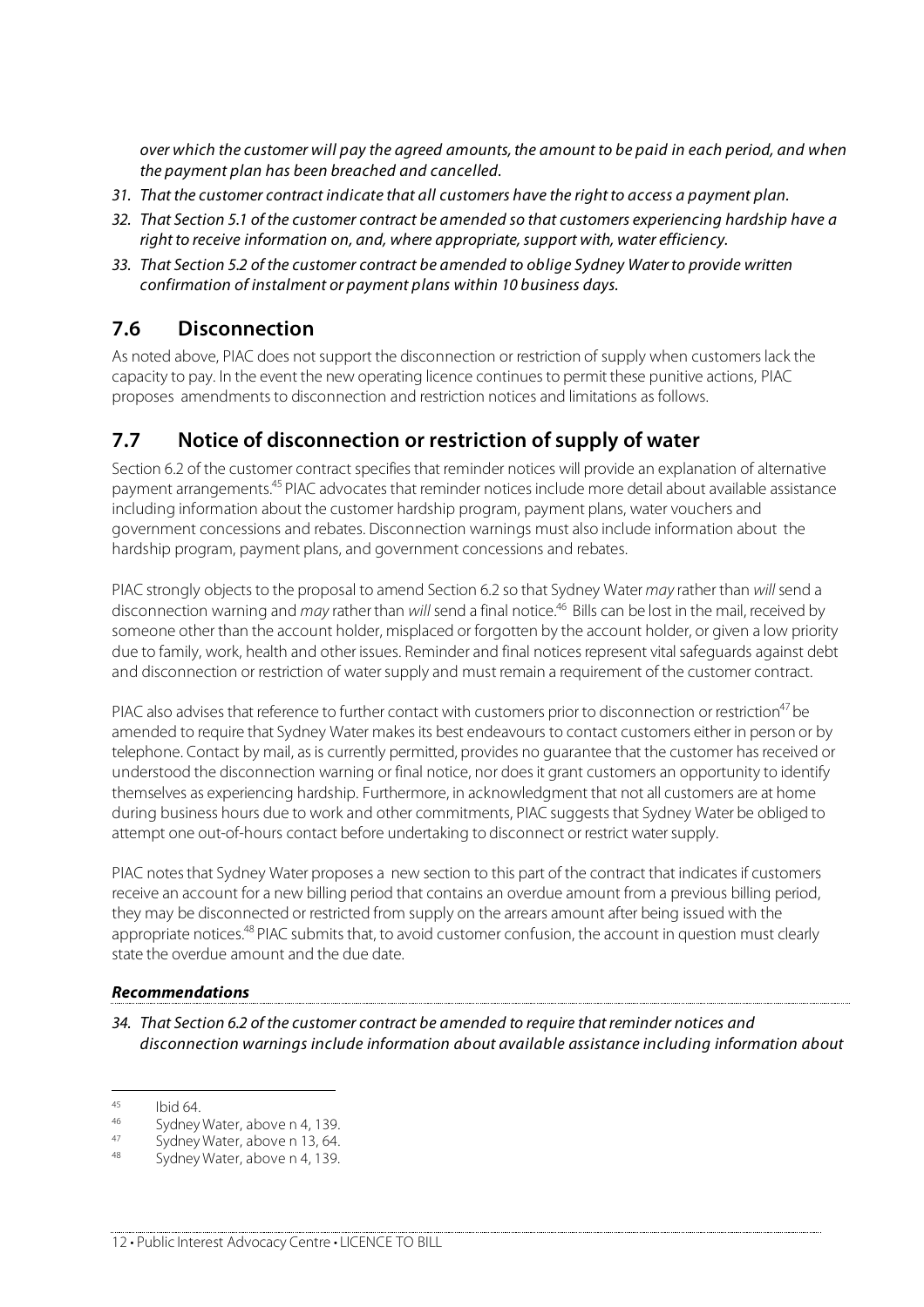*over which the customer will pay the agreed amounts, the amount to be paid in each period, and when the payment plan has been breached and cancelled.*

31. *That the customer contract indicate that all customers have the right to access a payment plan.*
32. *That Section 5.1 of the customer contract be amended so that customers experiencing hardship have a right to receive information on, and, where appropriate, support with, water efficiency.*
33. *That Section 5.2 of the customer contract be amended to oblige Sydney Water to provide written confirmation of instalment or payment plans within 10 business days.*

## 7.6 Disconnection

As noted above, PIAC does not support the disconnection or restriction of supply when customers lack the capacity to pay. In the event the new operating licence continues to permit these punitive actions, PIAC proposes amendments to disconnection and restriction notices and limitations as follows.

## 7.7 Notice of disconnection or restriction of supply of water

Section 6.2 of the customer contract specifies that reminder notices will provide an explanation of alternative payment arrangements.[45] PIAC advocates that reminder notices include more detail about available assistance including information about the customer hardship program, payment plans, water vouchers and government concessions and rebates. Disconnection warnings must also include information about the hardship program, payment plans, and government concessions and rebates.

PIAC strongly objects to the proposal to amend Section 6.2 so that Sydney Water *may* rather than *will* send a disconnection warning and *may* rather than *will* send a final notice.[46] Bills can be lost in the mail, received by someone other than the account holder, misplaced or forgotten by the account holder, or given a low priority due to family, work, health and other issues. Reminder and final notices represent vital safeguards against debt and disconnection or restriction of water supply and must remain a requirement of the customer contract.

PIAC also advises that reference to further contact with customers prior to disconnection or restriction[47] be amended to require that Sydney Water makes its best endeavours to contact customers either in person or by telephone. Contact by mail, as is currently permitted, provides no guarantee that the customer has received or understood the disconnection warning or final notice, nor does it grant customers an opportunity to identify themselves as experiencing hardship. Furthermore, in acknowledgment that not all customers are at home during business hours due to work and other commitments, PIAC suggests that Sydney Water be obliged to attempt one out-of-hours contact before undertaking to disconnect or restrict water supply.

PIAC notes that Sydney Water proposes a new section to this part of the contract that indicates if customers receive an account for a new billing period that contains an overdue amount from a previous billing period, they may be disconnected or restricted from supply on the arrears amount after being issued with the appropriate notices.[48] PIAC submits that, to avoid customer confusion, the account in question must clearly state the overdue amount and the due date.

#### *Recommendations*

34. *That Section 6.2 of the customer contract be amended to require that reminder notices and disconnection warnings include information about available assistance including information about*

---

[45] Ibid 64.

[46] Sydney Water, above n 4, 139.

[47] Sydney Water, above n 13, 64.

[48] Sydney Water, above n 4, 139.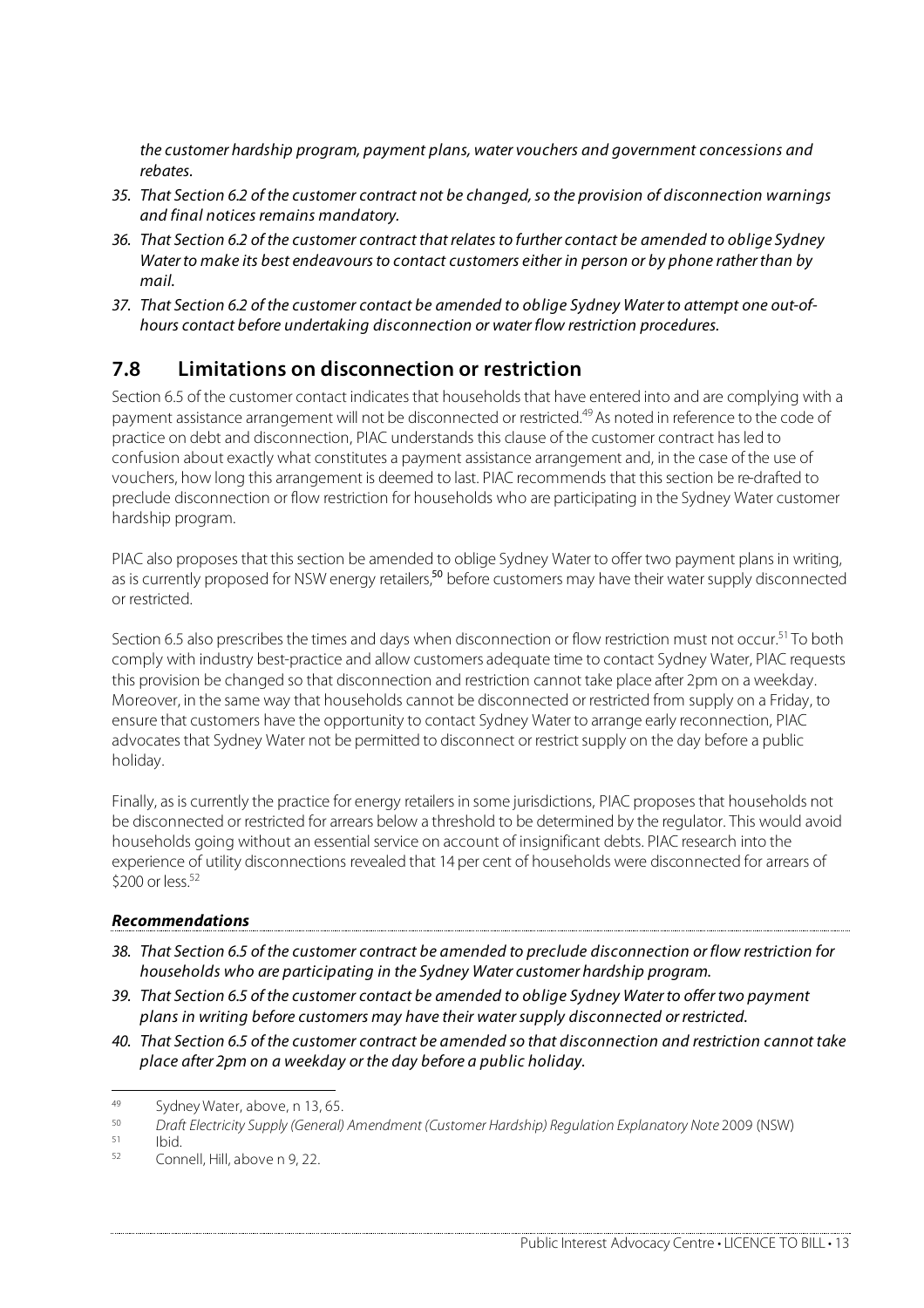*the customer hardship program, payment plans, water vouchers and government concessions and rebates.*

35. *That Section 6.2 of the customer contract not be changed, so the provision of disconnection warnings and final notices remains mandatory.*
36. *That Section 6.2 of the customer contract that relates to further contact be amended to oblige Sydney Water to make its best endeavours to contact customers either in person or by phone rather than by mail.*
37. *That Section 6.2 of the customer contact be amended to oblige Sydney Water to attempt one out-of-hours contact before undertaking disconnection or water flow restriction procedures.*

## 7.8 Limitations on disconnection or restriction

Section 6.5 of the customer contact indicates that households that have entered into and are complying with a payment assistance arrangement will not be disconnected or restricted.[49] As noted in reference to the code of practice on debt and disconnection, PIAC understands this clause of the customer contract has led to confusion about exactly what constitutes a payment assistance arrangement and, in the case of the use of vouchers, how long this arrangement is deemed to last. PIAC recommends that this section be re-drafted to preclude disconnection or flow restriction for households who are participating in the Sydney Water customer hardship program.

PIAC also proposes that this section be amended to oblige Sydney Water to offer two payment plans in writing, as is currently proposed for NSW energy retailers,[50] before customers may have their water supply disconnected or restricted.

Section 6.5 also prescribes the times and days when disconnection or flow restriction must not occur.[51] To both comply with industry best-practice and allow customers adequate time to contact Sydney Water, PIAC requests this provision be changed so that disconnection and restriction cannot take place after 2pm on a weekday. Moreover, in the same way that households cannot be disconnected or restricted from supply on a Friday, to ensure that customers have the opportunity to contact Sydney Water to arrange early reconnection, PIAC advocates that Sydney Water not be permitted to disconnect or restrict supply on the day before a public holiday.

Finally, as is currently the practice for energy retailers in some jurisdictions, PIAC proposes that households not be disconnected or restricted for arrears below a threshold to be determined by the regulator. This would avoid households going without an essential service on account of insignificant debts. PIAC research into the experience of utility disconnections revealed that 14 per cent of households were disconnected for arrears of $200 or less.[52]

***Recommendations***

38. *That Section 6.5 of the customer contract be amended to preclude disconnection or flow restriction for households who are participating in the Sydney Water customer hardship program.*
39. *That Section 6.5 of the customer contact be amended to oblige Sydney Water to offer two payment plans in writing before customers may have their water supply disconnected or restricted.*
40. *That Section 6.5 of the customer contract be amended so that disconnection and restriction cannot take place after 2pm on a weekday or the day before a public holiday.*

---

[49] Sydney Water, above, n 13, 65.

[50] *Draft Electricity Supply (General) Amendment (Customer Hardship) Regulation Explanatory Note* 2009 (NSW)

[51] Ibid.

[52] Connell, Hill, above n 9, 22.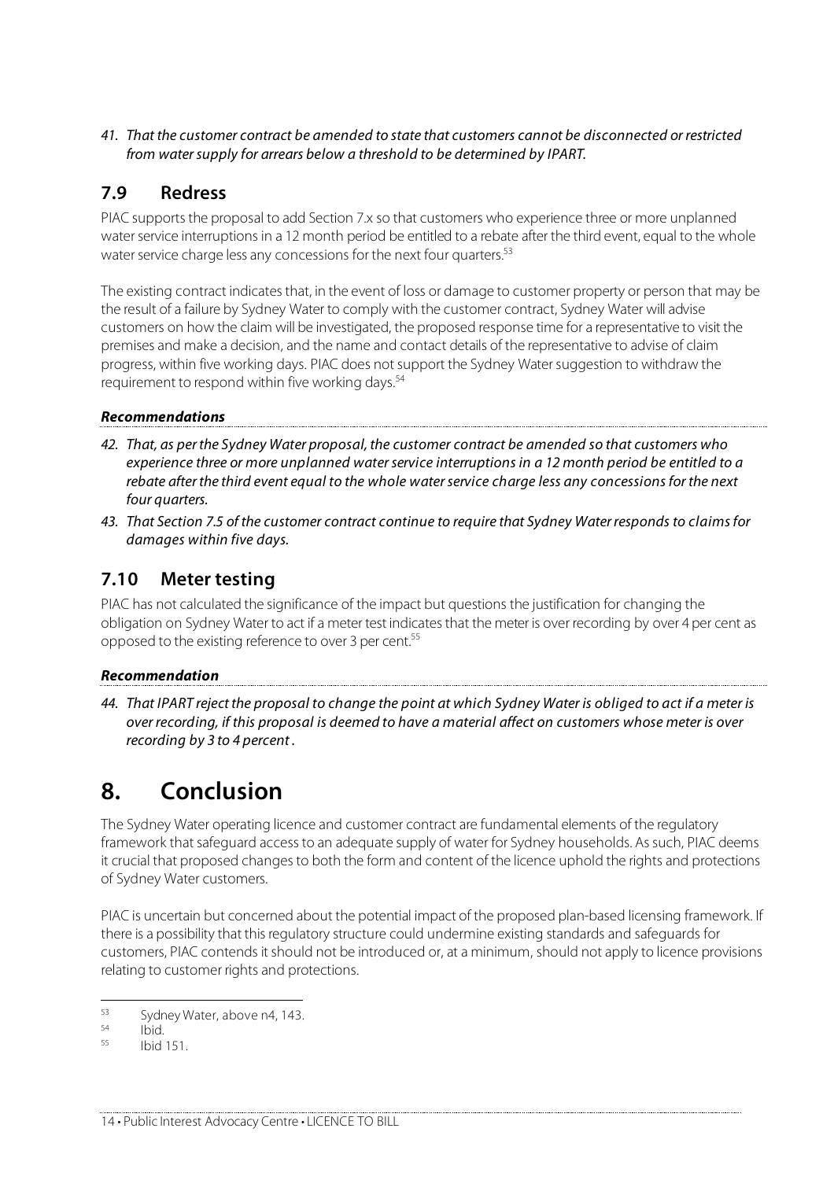*41. That the customer contract be amended to state that customers cannot be disconnected or restricted from water supply for arrears below a threshold to be determined by IPART.*

## 7.9 Redress

PIAC supports the proposal to add Section 7.x so that customers who experience three or more unplanned water service interruptions in a 12 month period be entitled to a rebate after the third event, equal to the whole water service charge less any concessions for the next four quarters.[53]

The existing contract indicates that, in the event of loss or damage to customer property or person that may be the result of a failure by Sydney Water to comply with the customer contract, Sydney Water will advise customers on how the claim will be investigated, the proposed response time for a representative to visit the premises and make a decision, and the name and contact details of the representative to advise of claim progress, within five working days. PIAC does not support the Sydney Water suggestion to withdraw the requirement to respond within five working days.[54]

***Recommendations***

*42. That, as per the Sydney Water proposal, the customer contract be amended so that customers who experience three or more unplanned water service interruptions in a 12 month period be entitled to a rebate after the third event equal to the whole water service charge less any concessions for the next four quarters.*

*43. That Section 7.5 of the customer contract continue to require that Sydney Water responds to claims for damages within five days.*

## 7.10 Meter testing

PIAC has not calculated the significance of the impact but questions the justification for changing the obligation on Sydney Water to act if a meter test indicates that the meter is over recording by over 4 per cent as opposed to the existing reference to over 3 per cent.[55]

***Recommendation***

*44. That IPART reject the proposal to change the point at which Sydney Water is obliged to act if a meter is over recording, if this proposal is deemed to have a material affect on customers whose meter is over recording by 3 to 4 percent .*

# 8. Conclusion

The Sydney Water operating licence and customer contract are fundamental elements of the regulatory framework that safeguard access to an adequate supply of water for Sydney households. As such, PIAC deems it crucial that proposed changes to both the form and content of the licence uphold the rights and protections of Sydney Water customers.

PIAC is uncertain but concerned about the potential impact of the proposed plan-based licensing framework. If there is a possibility that this regulatory structure could undermine existing standards and safeguards for customers, PIAC contends it should not be introduced or, at a minimum, should not apply to licence provisions relating to customer rights and protections.

---

[53] Sydney Water, above n4, 143.

[54] Ibid.

[55] Ibid 151.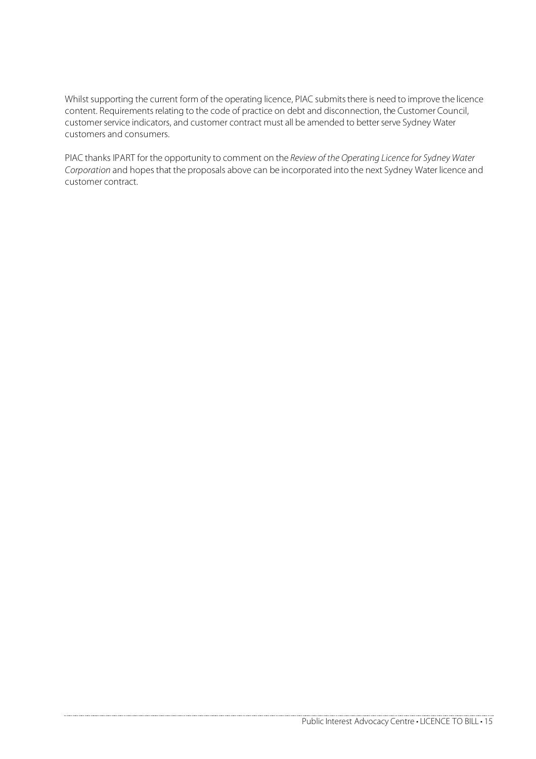Whilst supporting the current form of the operating licence, PIAC submits there is need to improve the licence content. Requirements relating to the code of practice on debt and disconnection, the Customer Council, customer service indicators, and customer contract must all be amended to better serve Sydney Water customers and consumers.

PIAC thanks IPART for the opportunity to comment on the *Review of the Operating Licence for Sydney Water Corporation* and hopes that the proposals above can be incorporated into the next Sydney Water licence and customer contract.